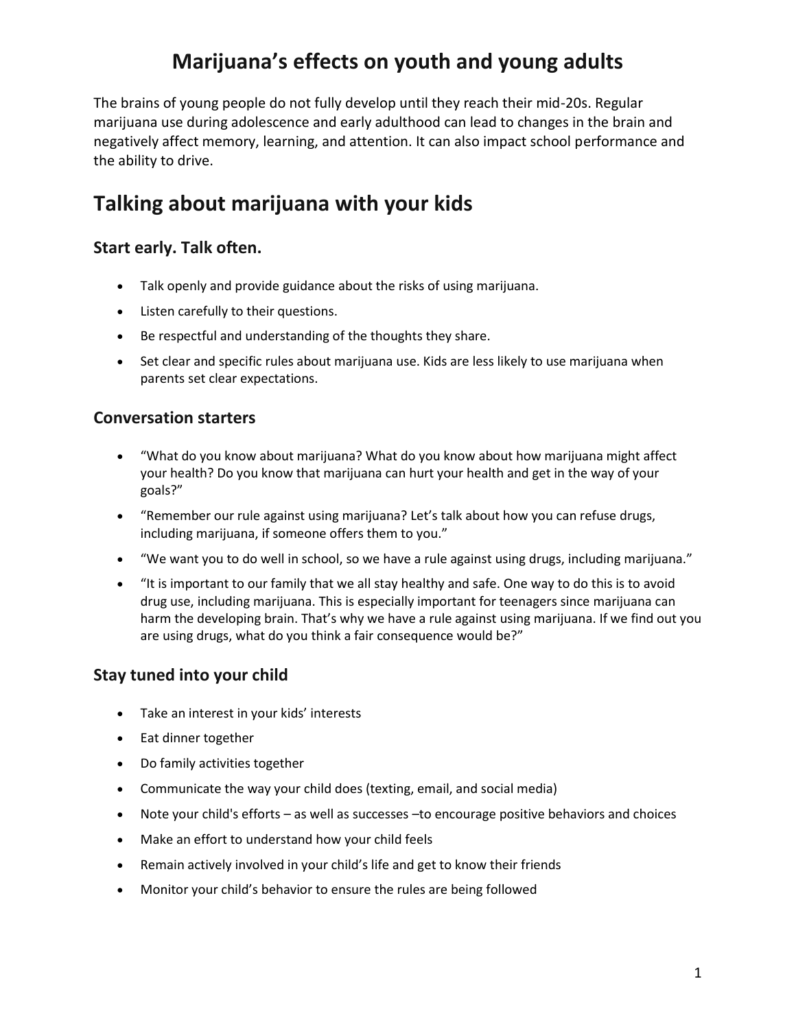# Marijuana's effects on youth and young adults

The brains of young people do not fully develop until they reach their mid-20s. Regular marijuana use during adolescence and early adulthood can lead to changes in the brain and negatively affect memory, learning, and attention. It can also impact school performance and the ability to drive.

## Talking about marijuana with your kids

### Start early. Talk often.

- Talk openly and provide guidance about the risks of using marijuana.
- Listen carefully to their questions.
- Be respectful and understanding of the thoughts they share.
- Set clear and specific rules about marijuana use. Kids are less likely to use marijuana when parents set clear expectations.

### Conversation starters

- "What do you know about marijuana? What do you know about how marijuana might affect your health? Do you know that marijuana can hurt your health and get in the way of your goals?"
- "Remember our rule against using marijuana? Let's talk about how you can refuse drugs, including marijuana, if someone offers them to you."
- "We want you to do well in school, so we have a rule against using drugs, including marijuana."
- "It is important to our family that we all stay healthy and safe. One way to do this is to avoid drug use, including marijuana. This is especially important for teenagers since marijuana can harm the developing brain. That's why we have a rule against using marijuana. If we find out you are using drugs, what do you think a fair consequence would be?"

### Stay tuned into your child

- Take an interest in your kids' interests
- Eat dinner together
- Do family activities together
- Communicate the way your child does (texting, email, and social media)
- Note your child's efforts – as well as successes –to encourage positive behaviors and choices
- Make an effort to understand how your child feels
- Remain actively involved in your child's life and get to know their friends
- Monitor your child's behavior to ensure the rules are being followed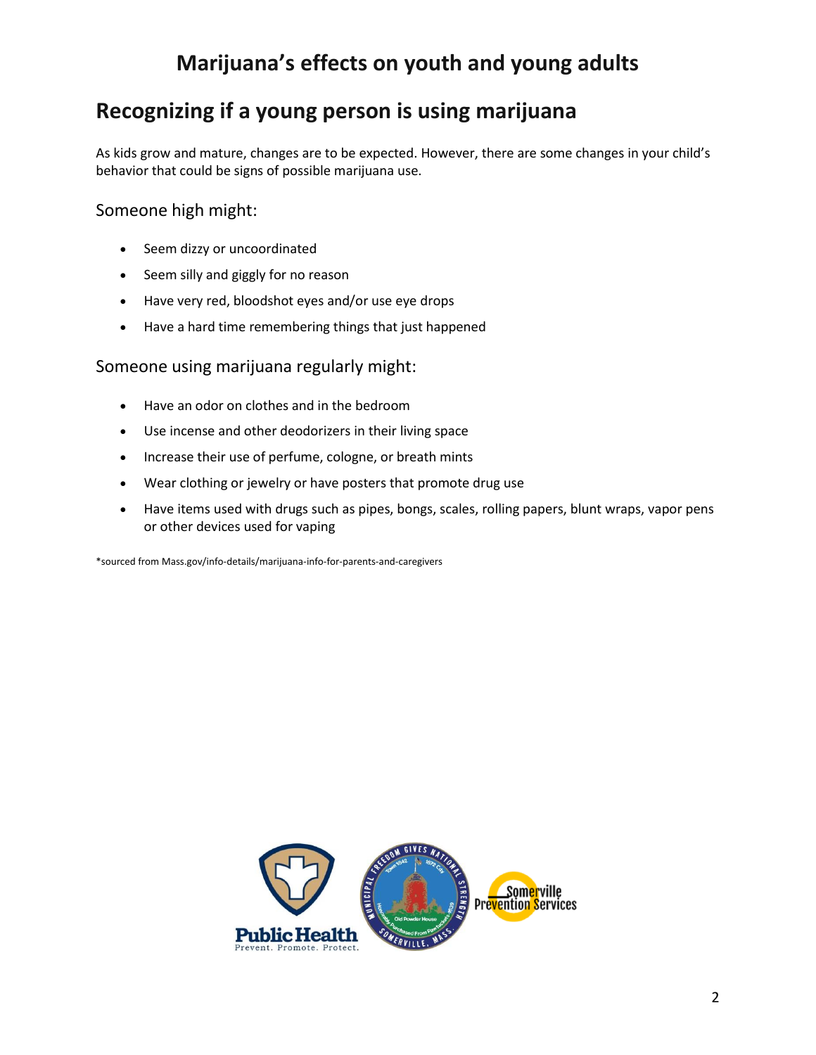# Marijuana's effects on youth and young adults

## Recognizing if a young person is using marijuana

As kids grow and mature, changes are to be expected. However, there are some changes in your child's behavior that could be signs of possible marijuana use.

### Someone high might:

- Seem dizzy or uncoordinated
- Seem silly and giggly for no reason
- Have very red, bloodshot eyes and/or use eye drops
- Have a hard time remembering things that just happened

### Someone using marijuana regularly might:

- Have an odor on clothes and in the bedroom
- Use incense and other deodorizers in their living space
- Increase their use of perfume, cologne, or breath mints
- Wear clothing or jewelry or have posters that promote drug use
- Have items used with drugs such as pipes, bongs, scales, rolling papers, blunt wraps, vapor pens or other devices used for vaping

*sourced from Mass.gov/info-details/marijuana-info-for-parents-and-caregivers

Public Health
Prevent. Promote. Protect.

Somerville Prevention Services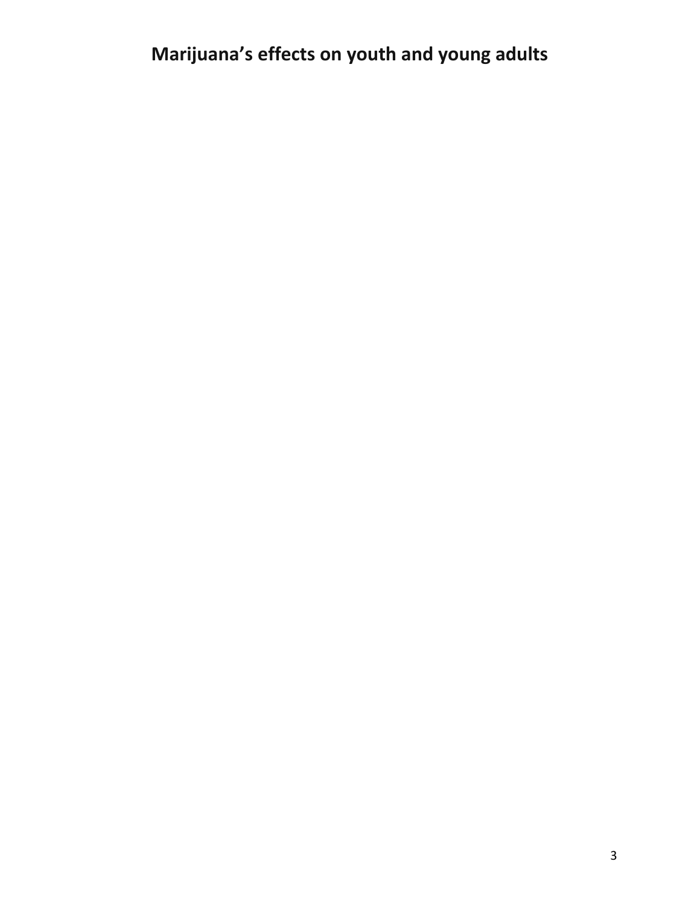# Marijuana's effects on youth and young adults